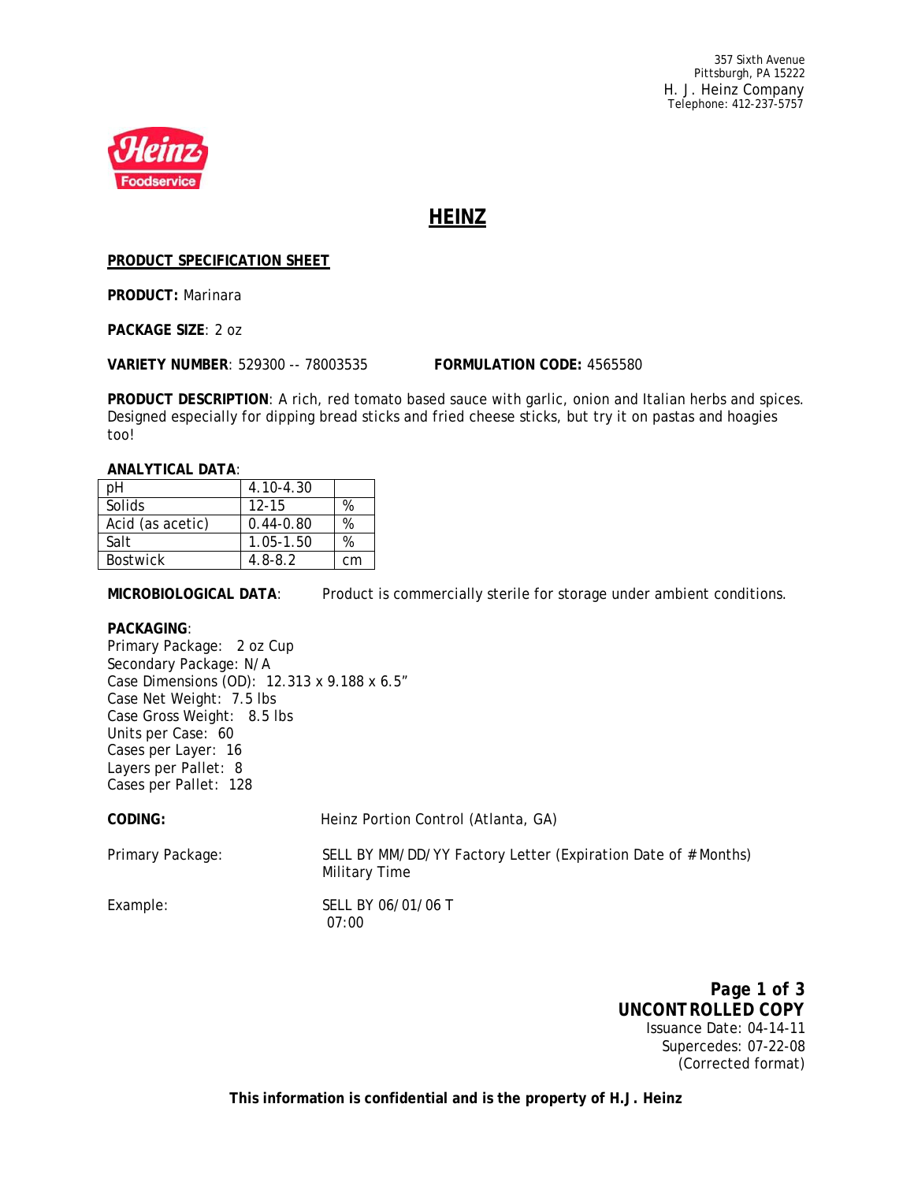357 Sixth Avenue
Pittsburgh, PA 15222
H. J. Heinz Company
Telephone: 412-237-5757

# HEINZ

**PRODUCT SPECIFICATION SHEET**

**PRODUCT:** Marinara

**PACKAGE SIZE**: 2 oz

**VARIETY NUMBER**: 529300 -- 78003535 **FORMULATION CODE:** 4565580

**PRODUCT DESCRIPTION**: A rich, red tomato based sauce with garlic, onion and Italian herbs and spices. Designed especially for dipping bread sticks and fried cheese sticks, but try it on pastas and hoagies too!

**ANALYTICAL DATA**:

| pH | 4.10-4.30 | |
|---|---|---|
| Solids | 12-15 | % |
| Acid (as acetic) | 0.44-0.80 | % |
| Salt | 1.05-1.50 | % |
| Bostwick | 4.8-8.2 | cm |

**MICROBIOLOGICAL DATA**: Product is commercially sterile for storage under ambient conditions.

**PACKAGING**:
Primary Package: 2 oz Cup
Secondary Package: N/A
Case Dimensions (OD): 12.313 x 9.188 x 6.5"
Case Net Weight: 7.5 lbs
Case Gross Weight: 8.5 lbs
Units per Case: 60
Cases per Layer: 16
Layers per Pallet: 8
Cases per Pallet: 128

**CODING:** Heinz Portion Control (Atlanta, GA)

Primary Package: SELL BY MM/DD/YY Factory Letter (Expiration Date of # Months) Military Time

Example: SELL BY 06/01/06 T
07:00

**UNCONTROLLED COPY**
Issuance Date: 04-14-11
Supercedes: 07-22-08
(Corrected format)

**This information is confidential and is the property of H.J. Heinz**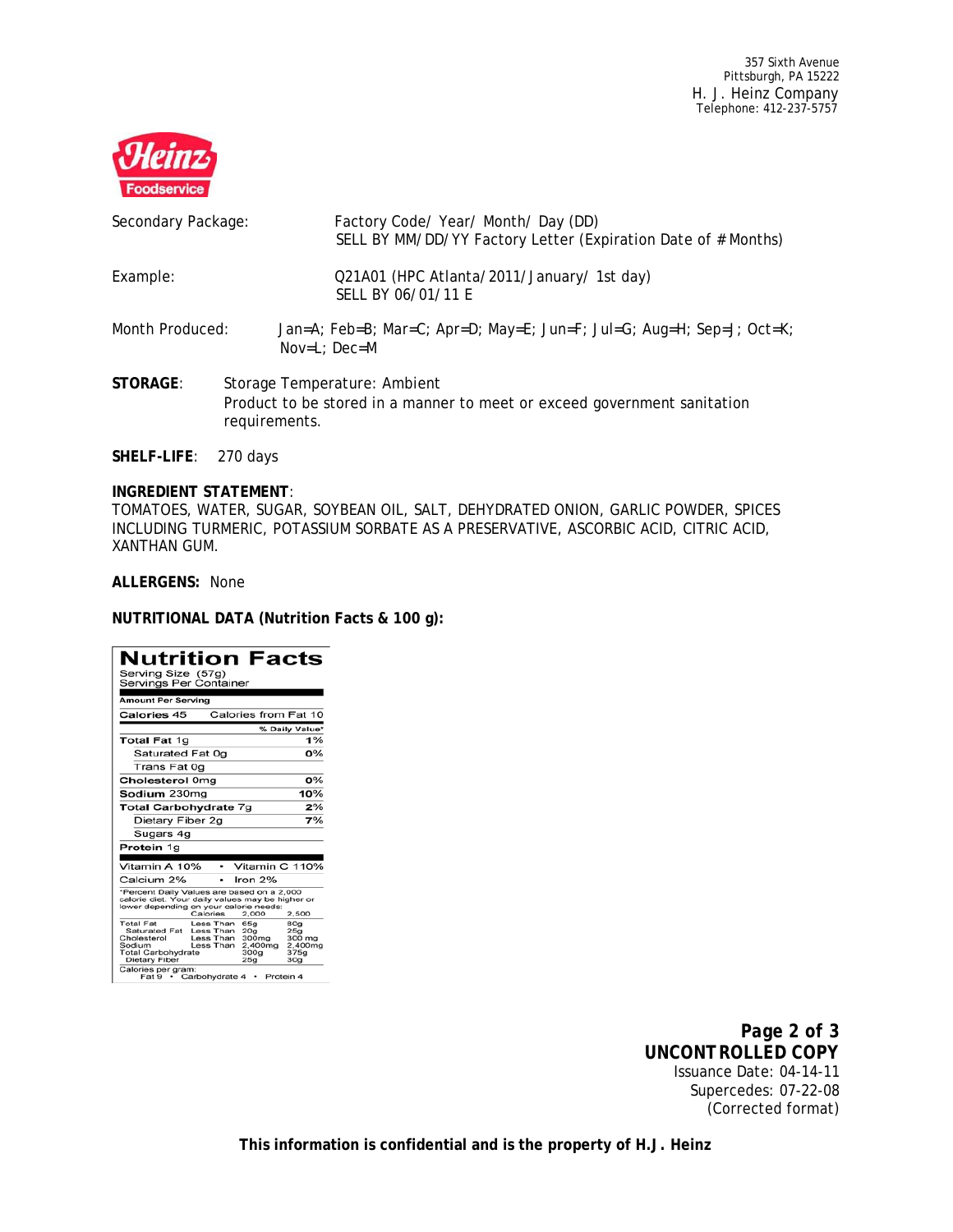357 Sixth Avenue
Pittsburgh, PA 15222
H. J. Heinz Company
Telephone: 412-237-5757

Heinz Foodservice

| | |
|---|---|
| Secondary Package: | Factory Code/ Year/ Month/ Day (DD)<br>SELL BY MM/DD/YY Factory Letter (Expiration Date of # Months) |
| Example: | Q21A01 (HPC Atlanta/2011/January/ 1st day)<br>SELL BY 06/01/11 E |
| Month Produced: | Jan=A; Feb=B; Mar=C; Apr=D; May=E; Jun=F; Jul=G; Aug=H; Sep=J; Oct=K; Nov=L; Dec=M |

**STORAGE**: Storage Temperature: Ambient
Product to be stored in a manner to meet or exceed government sanitation requirements.

**SHELF-LIFE**: 270 days

**INGREDIENT STATEMENT**:
TOMATOES, WATER, SUGAR, SOYBEAN OIL, SALT, DEHYDRATED ONION, GARLIC POWDER, SPICES INCLUDING TURMERIC, POTASSIUM SORBATE AS A PRESERVATIVE, ASCORBIC ACID, CITRIC ACID, XANTHAN GUM.

**ALLERGENS:** None

**NUTRITIONAL DATA (Nutrition Facts & 100 g):**

**Nutrition Facts**
Serving Size (57g)
Servings Per Container

| Amount Per Serving | |
|---|---|
| Calories 45 | Calories from Fat 10 |
| | % Daily Value* |
| **Total Fat** 1g | 1% |
| Saturated Fat 0g | 0% |
| Trans Fat 0g | |
| **Cholesterol** 0mg | 0% |
| **Sodium** 230mg | 10% |
| **Total Carbohydrate** 7g | 2% |
| Dietary Fiber 2g | 7% |
| Sugars 4g | |
| **Protein** 1g | |
| Vitamin A 10% • Vitamin C 110% | |
| Calcium 2% • Iron 2% | |

*Percent Daily Values are based on a 2,000 calorie diet. Your daily values may be higher or lower depending on your calorie needs:

| | Calories | 2,000 | 2,500 |
|---|---|---|---|
| Total Fat | Less Than | 65g | 80g |
| Saturated Fat | Less Than | 20g | 25g |
| Cholesterol | Less Than | 300mg | 300 mg |
| Sodium | Less Than | 2,400mg | 2,400mg |
| Total Carbohydrate | | 300g | 375g |
| Dietary Fiber | | 25g | 30g |

Calories per gram:
Fat 9 • Carbohydrate 4 • Protein 4

**UNCONTROLLED COPY**
Issuance Date: 04-14-11
Supercedes: 07-22-08
(Corrected format)

**This information is confidential and is the property of H.J. Heinz**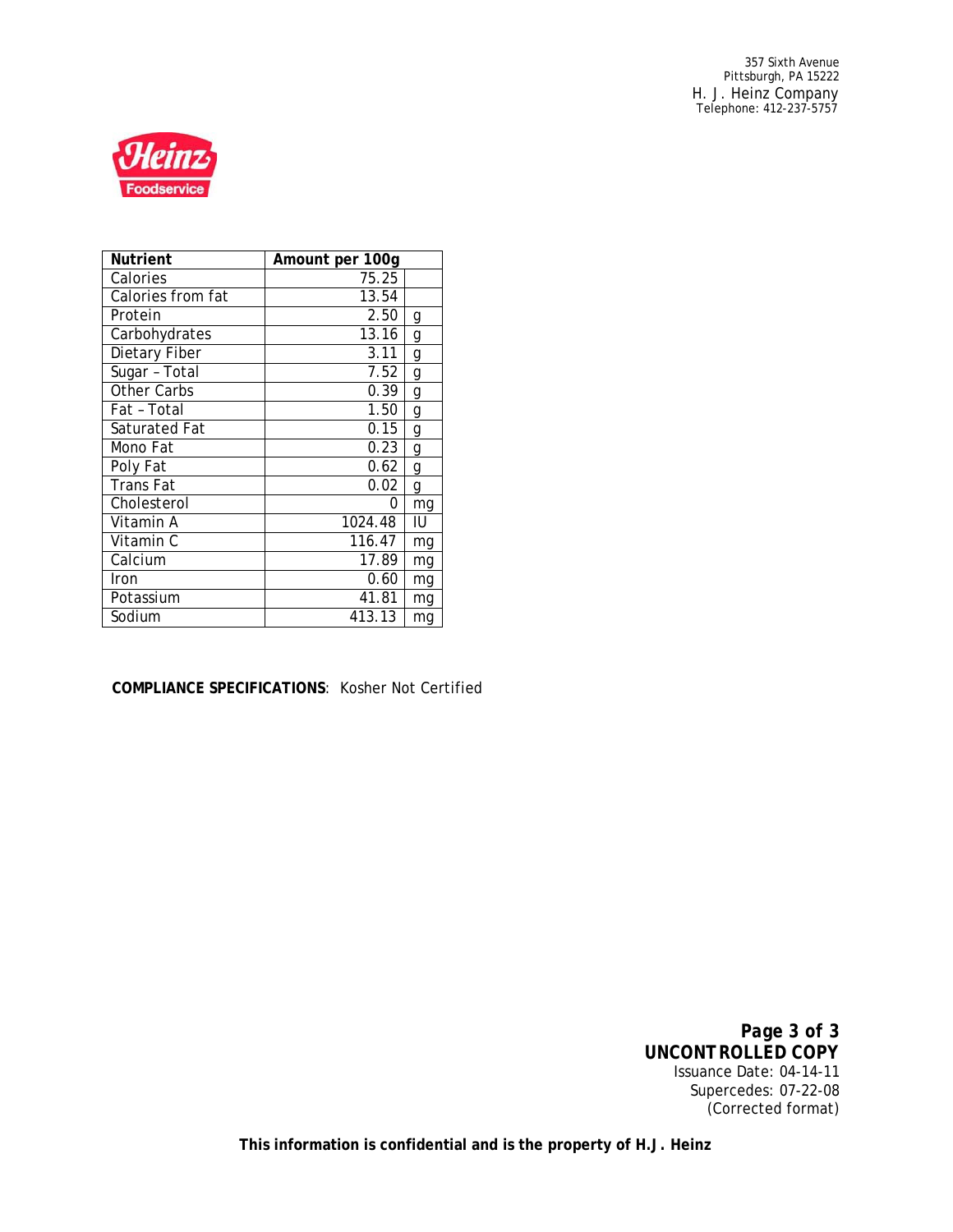357 Sixth Avenue
Pittsburgh, PA 15222
H. J. Heinz Company
Telephone: 412-237-5757

| Nutrient | Amount per 100g | |
|---|---|---|
| Calories | 75.25 | |
| Calories from fat | 13.54 | |
| Protein | 2.50 | g |
| Carbohydrates | 13.16 | g |
| Dietary Fiber | 3.11 | g |
| Sugar – Total | 7.52 | g |
| Other Carbs | 0.39 | g |
| Fat – Total | 1.50 | g |
| Saturated Fat | 0.15 | g |
| Mono Fat | 0.23 | g |
| Poly Fat | 0.62 | g |
| Trans Fat | 0.02 | g |
| Cholesterol | 0 | mg |
| Vitamin A | 1024.48 | IU |
| Vitamin C | 116.47 | mg |
| Calcium | 17.89 | mg |
| Iron | 0.60 | mg |
| Potassium | 41.81 | mg |
| Sodium | 413.13 | mg |

**COMPLIANCE SPECIFICATIONS**: Kosher Not Certified

**UNCONTROLLED COPY**
Issuance Date: 04-14-11
Supercedes: 07-22-08
(Corrected format)

**This information is confidential and is the property of H.J. Heinz**